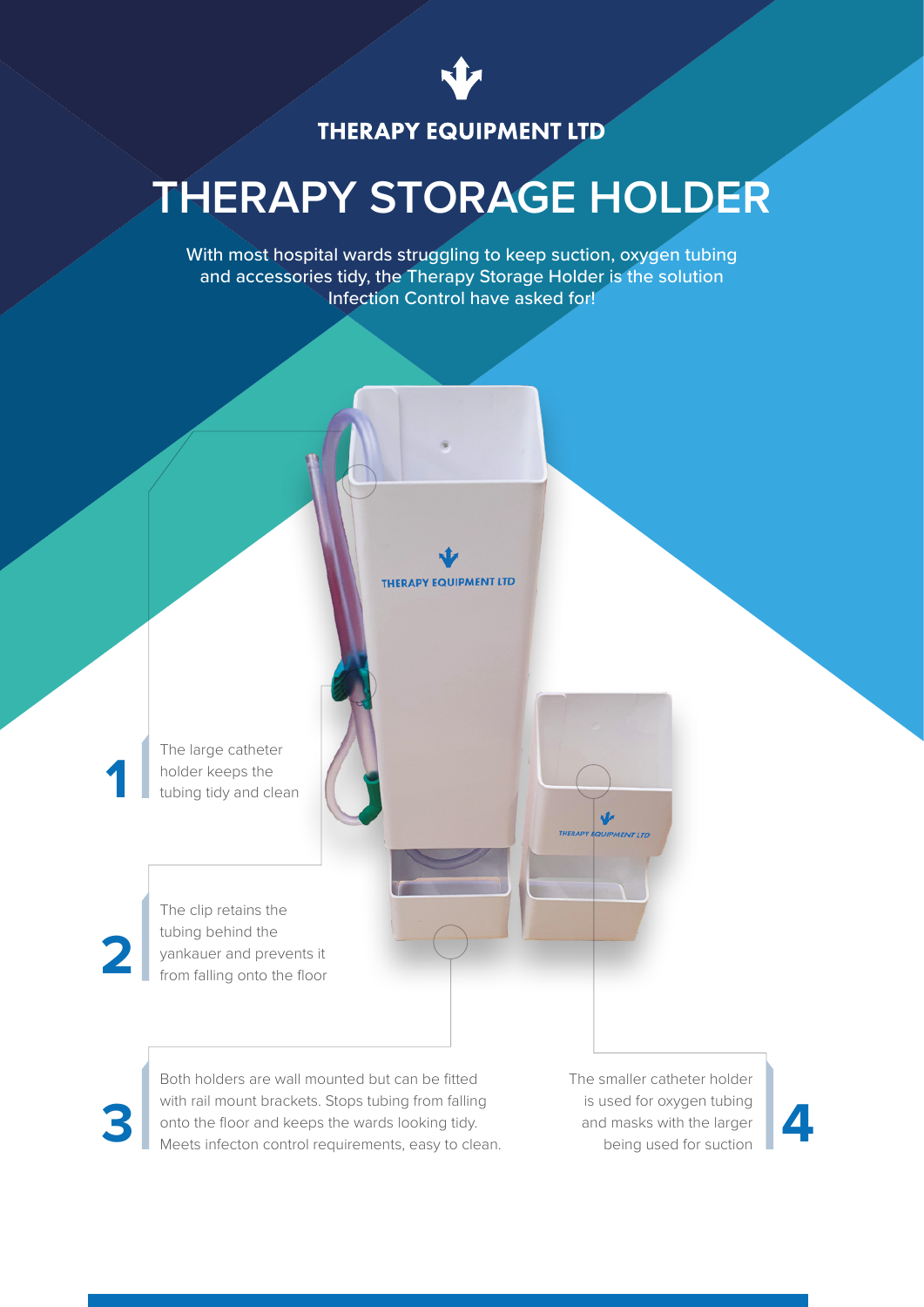THERAPY EQUIPMENT LTD

# THERAPY STORAGE HOLDER

With most hospital wards struggling to keep suction, oxygen tubing and accessories tidy, the Therapy Storage Holder is the solution Infection Control have asked for!

**1** The large catheter holder keeps the tubing tidy and clean

**2** The clip retains the tubing behind the yankauer and prevents it from falling onto the floor

**3** Both holders are wall mounted but can be fitted with rail mount brackets. Stops tubing from falling onto the floor and keeps the wards looking tidy. Meets infecton control requirements, easy to clean.

**4** The smaller catheter holder is used for oxygen tubing and masks with the larger being used for suction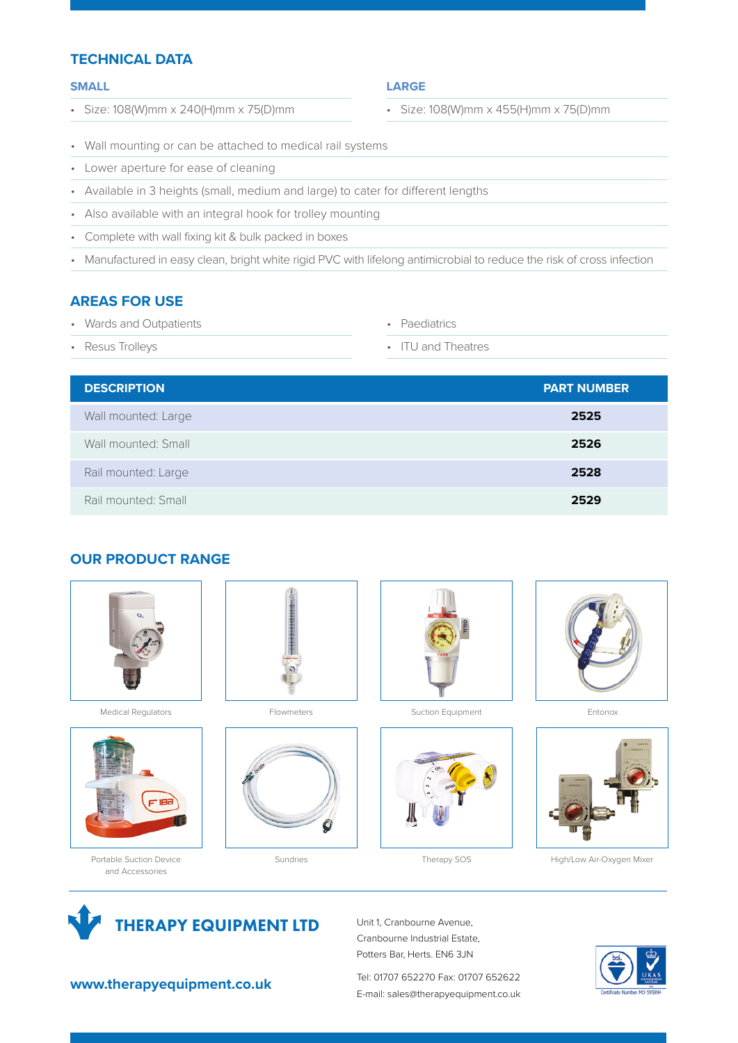## TECHNICAL DATA

### SMALL

- Size: 108(W)mm x 240(H)mm x 75(D)mm

### LARGE

- Size: 108(W)mm x 455(H)mm x 75(D)mm

- Wall mounting or can be attached to medical rail systems
- Lower aperture for ease of cleaning
- Available in 3 heights (small, medium and large) to cater for different lengths
- Also available with an integral hook for trolley mounting
- Complete with wall fixing kit & bulk packed in boxes
- Manufactured in easy clean, bright white rigid PVC with lifelong antimicrobial to reduce the risk of cross infection

## AREAS FOR USE

- Wards and Outpatients
- Resus Trolleys
- Paediatrics
- ITU and Theatres

| DESCRIPTION | PART NUMBER |
|---|---|
| Wall mounted: Large | **2525** |
| Wall mounted: Small | **2526** |
| Rail mounted: Large | **2528** |
| Rail mounted: Small | **2529** |

## OUR PRODUCT RANGE

Medical Regulators

Flowmeters

Suction Equipment

Entonox

Portable Suction Device and Accessories

Sundries

Therapy SOS

High/Low Air-Oxygen Mixer

**THERAPY EQUIPMENT LTD**

**www.therapyequipment.co.uk**

Unit 1, Cranbourne Avenue,
Cranbourne Industrial Estate,
Potters Bar, Herts. EN6 3JN

Tel: 01707 652270 Fax: 01707 652622
E-mail: sales@therapyequipment.co.uk

Certificate Number MD 595894